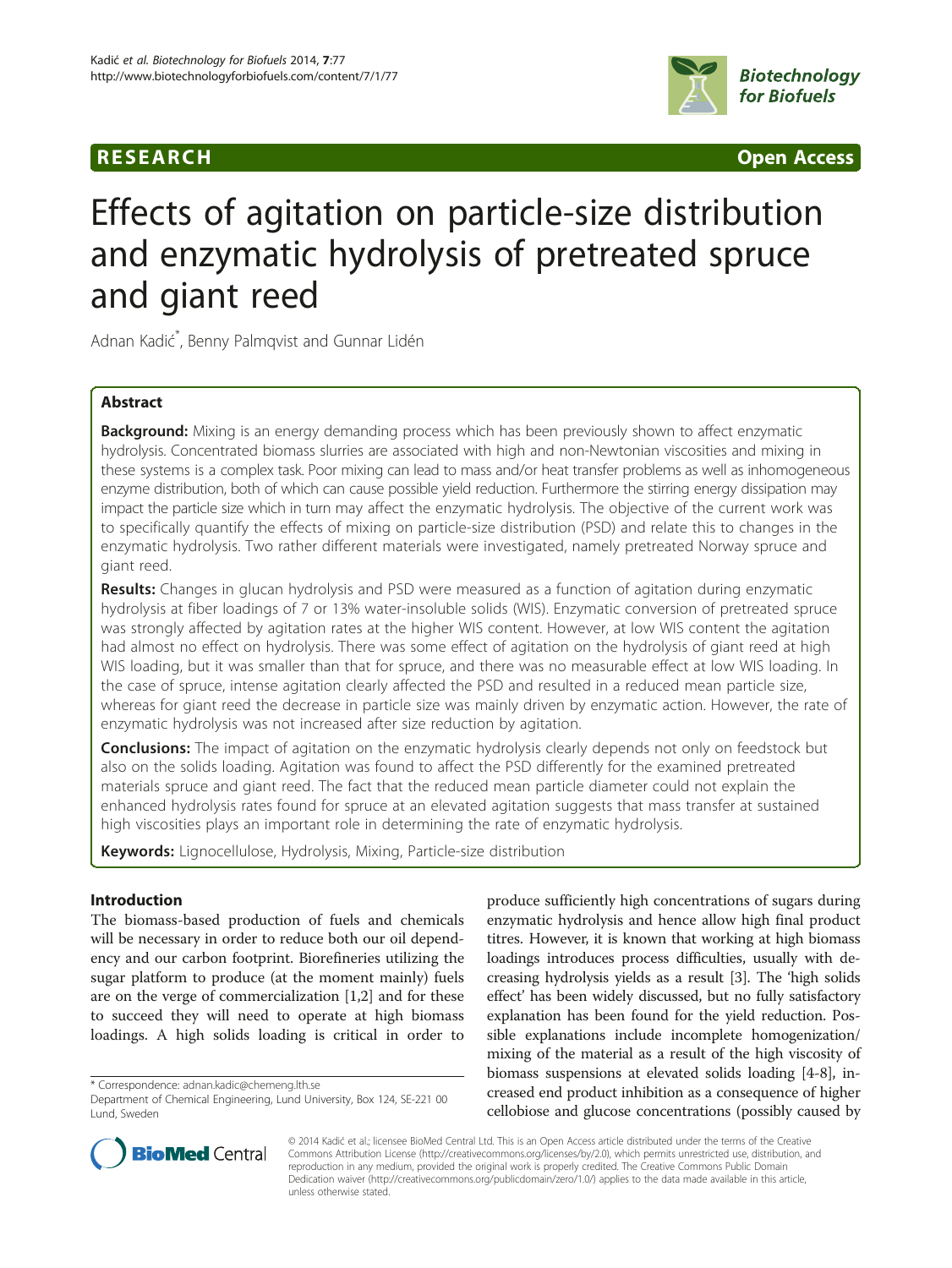RESEARCH Open Access

# Effects of agitation on particle-size distribution and enzymatic hydrolysis of pretreated spruce and giant reed

Adnan Kadić*, Benny Palmqvist and Gunnar Lidén

## Abstract

**Background:** Mixing is an energy demanding process which has been previously shown to affect enzymatic hydrolysis. Concentrated biomass slurries are associated with high and non-Newtonian viscosities and mixing in these systems is a complex task. Poor mixing can lead to mass and/or heat transfer problems as well as inhomogeneous enzyme distribution, both of which can cause possible yield reduction. Furthermore the stirring energy dissipation may impact the particle size which in turn may affect the enzymatic hydrolysis. The objective of the current work was to specifically quantify the effects of mixing on particle-size distribution (PSD) and relate this to changes in the enzymatic hydrolysis. Two rather different materials were investigated, namely pretreated Norway spruce and giant reed.

**Results:** Changes in glucan hydrolysis and PSD were measured as a function of agitation during enzymatic hydrolysis at fiber loadings of 7 or 13% water-insoluble solids (WIS). Enzymatic conversion of pretreated spruce was strongly affected by agitation rates at the higher WIS content. However, at low WIS content the agitation had almost no effect on hydrolysis. There was some effect of agitation on the hydrolysis of giant reed at high WIS loading, but it was smaller than that for spruce, and there was no measurable effect at low WIS loading. In the case of spruce, intense agitation clearly affected the PSD and resulted in a reduced mean particle size, whereas for giant reed the decrease in particle size was mainly driven by enzymatic action. However, the rate of enzymatic hydrolysis was not increased after size reduction by agitation.

**Conclusions:** The impact of agitation on the enzymatic hydrolysis clearly depends not only on feedstock but also on the solids loading. Agitation was found to affect the PSD differently for the examined pretreated materials spruce and giant reed. The fact that the reduced mean particle diameter could not explain the enhanced hydrolysis rates found for spruce at an elevated agitation suggests that mass transfer at sustained high viscosities plays an important role in determining the rate of enzymatic hydrolysis.

**Keywords:** Lignocellulose, Hydrolysis, Mixing, Particle-size distribution

## Introduction

The biomass-based production of fuels and chemicals will be necessary in order to reduce both our oil dependency and our carbon footprint. Biorefineries utilizing the sugar platform to produce (at the moment mainly) fuels are on the verge of commercialization [1,2] and for these to succeed they will need to operate at high biomass loadings. A high solids loading is critical in order to produce sufficiently high concentrations of sugars during enzymatic hydrolysis and hence allow high final product titres. However, it is known that working at high biomass loadings introduces process difficulties, usually with decreasing hydrolysis yields as a result [3]. The 'high solids effect' has been widely discussed, but no fully satisfactory explanation has been found for the yield reduction. Possible explanations include incomplete homogenization/mixing of the material as a result of the high viscosity of biomass suspensions at elevated solids loading [4-8], increased end product inhibition as a consequence of higher cellobiose and glucose concentrations (possibly caused by

* Correspondence: adnan.kadic@chemeng.lth.se
Department of Chemical Engineering, Lund University, Box 124, SE-221 00 Lund, Sweden

© 2014 Kadić et al.; licensee BioMed Central Ltd. This is an Open Access article distributed under the terms of the Creative Commons Attribution License (http://creativecommons.org/licenses/by/2.0), which permits unrestricted use, distribution, and reproduction in any medium, provided the original work is properly credited. The Creative Commons Public Domain Dedication waiver (http://creativecommons.org/publicdomain/zero/1.0/) applies to the data made available in this article, unless otherwise stated.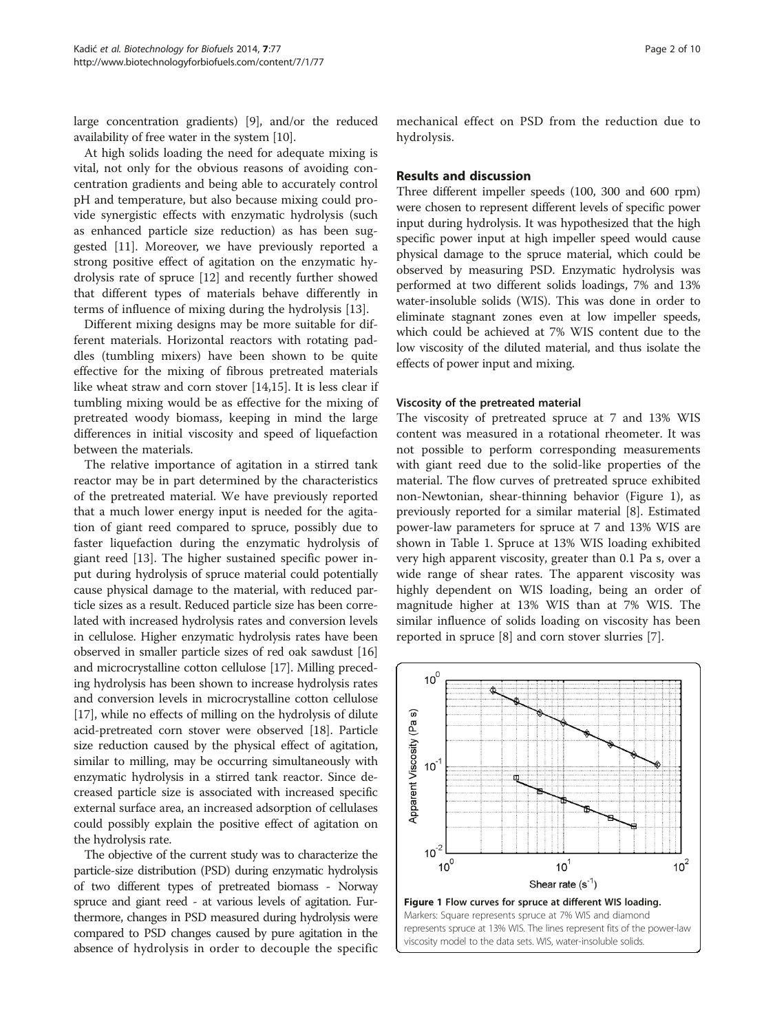large concentration gradients) [9], and/or the reduced availability of free water in the system [10].

At high solids loading the need for adequate mixing is vital, not only for the obvious reasons of avoiding concentration gradients and being able to accurately control pH and temperature, but also because mixing could provide synergistic effects with enzymatic hydrolysis (such as enhanced particle size reduction) as has been suggested [11]. Moreover, we have previously reported a strong positive effect of agitation on the enzymatic hydrolysis rate of spruce [12] and recently further showed that different types of materials behave differently in terms of influence of mixing during the hydrolysis [13].

Different mixing designs may be more suitable for different materials. Horizontal reactors with rotating paddles (tumbling mixers) have been shown to be quite effective for the mixing of fibrous pretreated materials like wheat straw and corn stover [14,15]. It is less clear if tumbling mixing would be as effective for the mixing of pretreated woody biomass, keeping in mind the large differences in initial viscosity and speed of liquefaction between the materials.

The relative importance of agitation in a stirred tank reactor may be in part determined by the characteristics of the pretreated material. We have previously reported that a much lower energy input is needed for the agitation of giant reed compared to spruce, possibly due to faster liquefaction during the enzymatic hydrolysis of giant reed [13]. The higher sustained specific power input during hydrolysis of spruce material could potentially cause physical damage to the material, with reduced particle sizes as a result. Reduced particle size has been correlated with increased hydrolysis rates and conversion levels in cellulose. Higher enzymatic hydrolysis rates have been observed in smaller particle sizes of red oak sawdust [16] and microcrystalline cotton cellulose [17]. Milling preceding hydrolysis has been shown to increase hydrolysis rates and conversion levels in microcrystalline cotton cellulose [17], while no effects of milling on the hydrolysis of dilute acid-pretreated corn stover were observed [18]. Particle size reduction caused by the physical effect of agitation, similar to milling, may be occurring simultaneously with enzymatic hydrolysis in a stirred tank reactor. Since decreased particle size is associated with increased specific external surface area, an increased adsorption of cellulases could possibly explain the positive effect of agitation on the hydrolysis rate.

The objective of the current study was to characterize the particle-size distribution (PSD) during enzymatic hydrolysis of two different types of pretreated biomass - Norway spruce and giant reed - at various levels of agitation. Furthermore, changes in PSD measured during hydrolysis were compared to PSD changes caused by pure agitation in the absence of hydrolysis in order to decouple the specific mechanical effect on PSD from the reduction due to hydrolysis.

## Results and discussion

Three different impeller speeds (100, 300 and 600 rpm) were chosen to represent different levels of specific power input during hydrolysis. It was hypothesized that the high specific power input at high impeller speed would cause physical damage to the spruce material, which could be observed by measuring PSD. Enzymatic hydrolysis was performed at two different solids loadings, 7% and 13% water-insoluble solids (WIS). This was done in order to eliminate stagnant zones even at low impeller speeds, which could be achieved at 7% WIS content due to the low viscosity of the diluted material, and thus isolate the effects of power input and mixing.

### Viscosity of the pretreated material

The viscosity of pretreated spruce at 7 and 13% WIS content was measured in a rotational rheometer. It was not possible to perform corresponding measurements with giant reed due to the solid-like properties of the material. The flow curves of pretreated spruce exhibited non-Newtonian, shear-thinning behavior (Figure 1), as previously reported for a similar material [8]. Estimated power-law parameters for spruce at 7 and 13% WIS are shown in Table 1. Spruce at 13% WIS loading exhibited very high apparent viscosity, greater than 0.1 Pa s, over a wide range of shear rates. The apparent viscosity was highly dependent on WIS loading, being an order of magnitude higher at 13% WIS than at 7% WIS. The similar influence of solids loading on viscosity has been reported in spruce [8] and corn stover slurries [7].

**Figure 1 Flow curves for spruce at different WIS loading.** Markers: Square represents spruce at 7% WIS and diamond represents spruce at 13% WIS. The lines represent fits of the power-law viscosity model to the data sets. WIS, water-insoluble solids.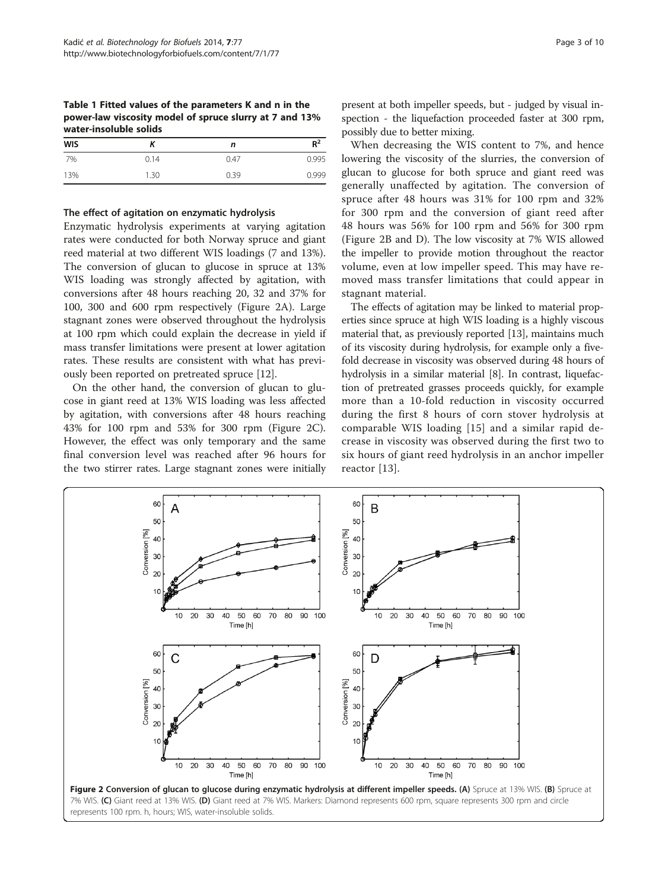**Table 1 Fitted values of the parameters K and n in the power-law viscosity model of spruce slurry at 7 and 13% water-insoluble solids**

| WIS | *K* | *n* | $R^2$ |
|---|---|---|---|
| 7% | 0.14 | 0.47 | 0.995 |
| 13% | 1.30 | 0.39 | 0.999 |

### The effect of agitation on enzymatic hydrolysis

Enzymatic hydrolysis experiments at varying agitation rates were conducted for both Norway spruce and giant reed material at two different WIS loadings (7 and 13%). The conversion of glucan to glucose in spruce at 13% WIS loading was strongly affected by agitation, with conversions after 48 hours reaching 20, 32 and 37% for 100, 300 and 600 rpm respectively (Figure 2A). Large stagnant zones were observed throughout the hydrolysis at 100 rpm which could explain the decrease in yield if mass transfer limitations were present at lower agitation rates. These results are consistent with what has previously been reported on pretreated spruce [12].

On the other hand, the conversion of glucan to glucose in giant reed at 13% WIS loading was less affected by agitation, with conversions after 48 hours reaching 43% for 100 rpm and 53% for 300 rpm (Figure 2C). However, the effect was only temporary and the same final conversion level was reached after 96 hours for the two stirrer rates. Large stagnant zones were initially present at both impeller speeds, but - judged by visual inspection - the liquefaction proceeded faster at 300 rpm, possibly due to better mixing.

When decreasing the WIS content to 7%, and hence lowering the viscosity of the slurries, the conversion of glucan to glucose for both spruce and giant reed was generally unaffected by agitation. The conversion of spruce after 48 hours was 31% for 100 rpm and 32% for 300 rpm and the conversion of giant reed after 48 hours was 56% for 100 rpm and 56% for 300 rpm (Figure 2B and D). The low viscosity at 7% WIS allowed the impeller to provide motion throughout the reactor volume, even at low impeller speed. This may have removed mass transfer limitations that could appear in stagnant material.

The effects of agitation may be linked to material properties since spruce at high WIS loading is a highly viscous material that, as previously reported [13], maintains much of its viscosity during hydrolysis, for example only a five-fold decrease in viscosity was observed during 48 hours of hydrolysis in a similar material [8]. In contrast, liquefaction of pretreated grasses proceeds quickly, for example more than a 10-fold reduction in viscosity occurred during the first 8 hours of corn stover hydrolysis at comparable WIS loading [15] and a similar rapid decrease in viscosity was observed during the first two to six hours of giant reed hydrolysis in an anchor impeller reactor [13].

**Figure 2 Conversion of glucan to glucose during enzymatic hydrolysis at different impeller speeds.** **(A)** Spruce at 13% WIS. **(B)** Spruce at 7% WIS. **(C)** Giant reed at 13% WIS. **(D)** Giant reed at 7% WIS. Markers: Diamond represents 600 rpm, square represents 300 rpm and circle represents 100 rpm. h, hours; WIS, water-insoluble solids.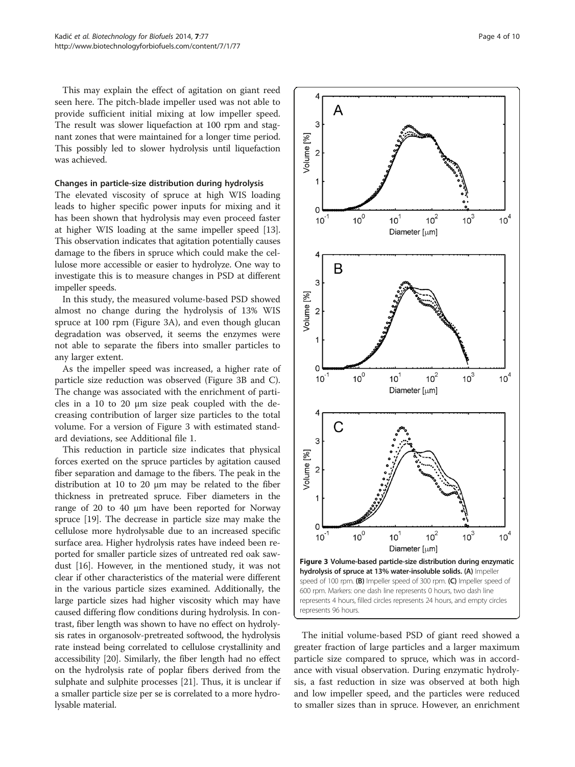This may explain the effect of agitation on giant reed seen here. The pitch-blade impeller used was not able to provide sufficient initial mixing at low impeller speed. The result was slower liquefaction at 100 rpm and stagnant zones that were maintained for a longer time period. This possibly led to slower hydrolysis until liquefaction was achieved.

#### Changes in particle-size distribution during hydrolysis

The elevated viscosity of spruce at high WIS loading leads to higher specific power inputs for mixing and it has been shown that hydrolysis may even proceed faster at higher WIS loading at the same impeller speed [13]. This observation indicates that agitation potentially causes damage to the fibers in spruce which could make the cellulose more accessible or easier to hydrolyze. One way to investigate this is to measure changes in PSD at different impeller speeds.

In this study, the measured volume-based PSD showed almost no change during the hydrolysis of 13% WIS spruce at 100 rpm (Figure 3A), and even though glucan degradation was observed, it seems the enzymes were not able to separate the fibers into smaller particles to any larger extent.

As the impeller speed was increased, a higher rate of particle size reduction was observed (Figure 3B and C). The change was associated with the enrichment of particles in a 10 to 20 μm size peak coupled with the decreasing contribution of larger size particles to the total volume. For a version of Figure 3 with estimated standard deviations, see Additional file 1.

This reduction in particle size indicates that physical forces exerted on the spruce particles by agitation caused fiber separation and damage to the fibers. The peak in the distribution at 10 to 20 μm may be related to the fiber thickness in pretreated spruce. Fiber diameters in the range of 20 to 40 μm have been reported for Norway spruce [19]. The decrease in particle size may make the cellulose more hydrolysable due to an increased specific surface area. Higher hydrolysis rates have indeed been reported for smaller particle sizes of untreated red oak sawdust [16]. However, in the mentioned study, it was not clear if other characteristics of the material were different in the various particle sizes examined. Additionally, the large particle sizes had higher viscosity which may have caused differing flow conditions during hydrolysis. In contrast, fiber length was shown to have no effect on hydrolysis rates in organosolv-pretreated softwood, the hydrolysis rate instead being correlated to cellulose crystallinity and accessibility [20]. Similarly, the fiber length had no effect on the hydrolysis rate of poplar fibers derived from the sulphate and sulphite processes [21]. Thus, it is unclear if a smaller particle size per se is correlated to a more hydrolysable material.

**Figure 3 Volume-based particle-size distribution during enzymatic hydrolysis of spruce at 13% water-insoluble solids. (A)** Impeller speed of 100 rpm. **(B)** Impeller speed of 300 rpm. **(C)** Impeller speed of 600 rpm. Markers: one dash line represents 0 hours, two dash line represents 4 hours, filled circles represents 24 hours, and empty circles represents 96 hours.

The initial volume-based PSD of giant reed showed a greater fraction of large particles and a larger maximum particle size compared to spruce, which was in accordance with visual observation. During enzymatic hydrolysis, a fast reduction in size was observed at both high and low impeller speed, and the particles were reduced to smaller sizes than in spruce. However, an enrichment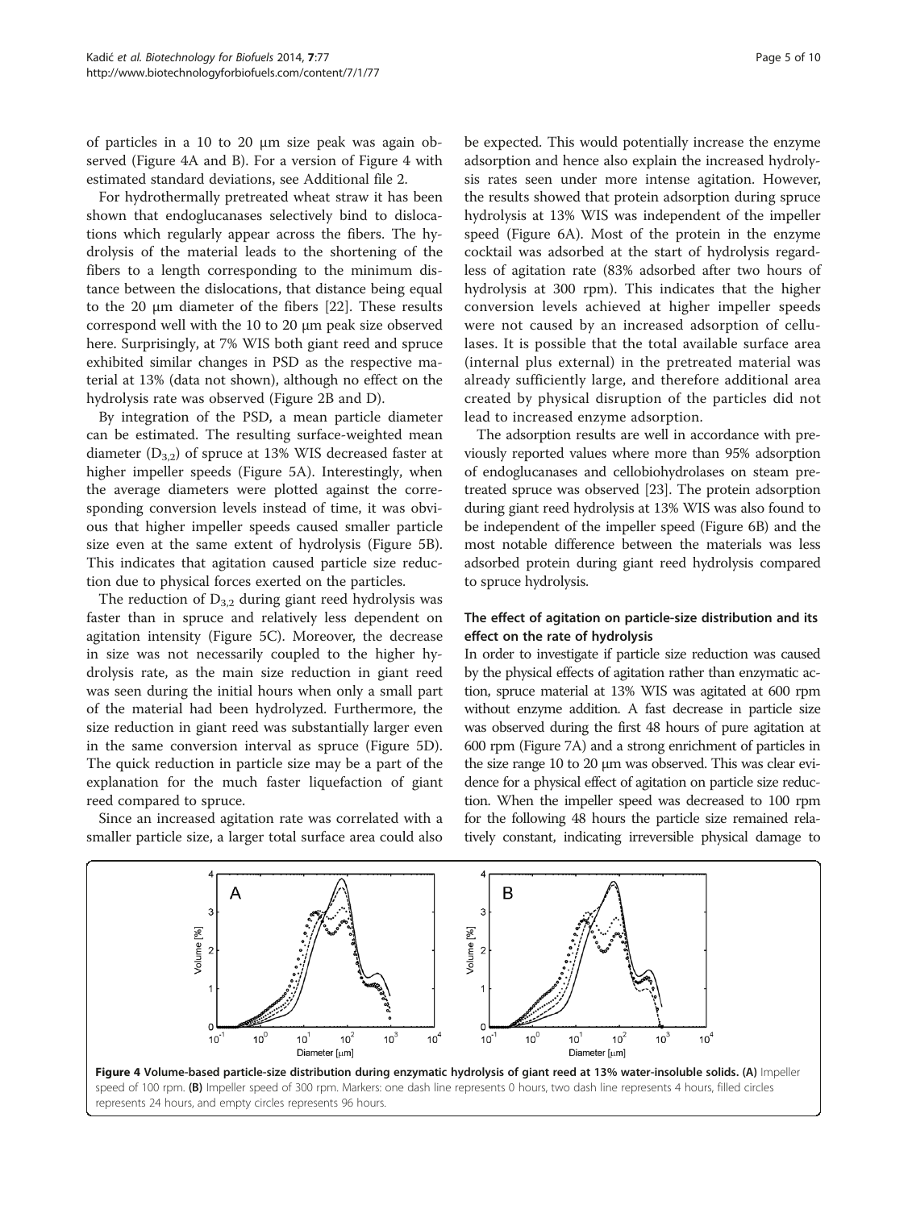of particles in a 10 to 20 μm size peak was again observed (Figure 4A and B). For a version of Figure 4 with estimated standard deviations, see Additional file 2.

For hydrothermally pretreated wheat straw it has been shown that endoglucanases selectively bind to dislocations which regularly appear across the fibers. The hydrolysis of the material leads to the shortening of the fibers to a length corresponding to the minimum distance between the dislocations, that distance being equal to the 20 μm diameter of the fibers [22]. These results correspond well with the 10 to 20 μm peak size observed here. Surprisingly, at 7% WIS both giant reed and spruce exhibited similar changes in PSD as the respective material at 13% (data not shown), although no effect on the hydrolysis rate was observed (Figure 2B and D).

By integration of the PSD, a mean particle diameter can be estimated. The resulting surface-weighted mean diameter ($D_{3,2}$) of spruce at 13% WIS decreased faster at higher impeller speeds (Figure 5A). Interestingly, when the average diameters were plotted against the corresponding conversion levels instead of time, it was obvious that higher impeller speeds caused smaller particle size even at the same extent of hydrolysis (Figure 5B). This indicates that agitation caused particle size reduction due to physical forces exerted on the particles.

The reduction of $D_{3,2}$ during giant reed hydrolysis was faster than in spruce and relatively less dependent on agitation intensity (Figure 5C). Moreover, the decrease in size was not necessarily coupled to the higher hydrolysis rate, as the main size reduction in giant reed was seen during the initial hours when only a small part of the material had been hydrolyzed. Furthermore, the size reduction in giant reed was substantially larger even in the same conversion interval as spruce (Figure 5D). The quick reduction in particle size may be a part of the explanation for the much faster liquefaction of giant reed compared to spruce.

Since an increased agitation rate was correlated with a smaller particle size, a larger total surface area could also be expected. This would potentially increase the enzyme adsorption and hence also explain the increased hydrolysis rates seen under more intense agitation. However, the results showed that protein adsorption during spruce hydrolysis at 13% WIS was independent of the impeller speed (Figure 6A). Most of the protein in the enzyme cocktail was adsorbed at the start of hydrolysis regardless of agitation rate (83% adsorbed after two hours of hydrolysis at 300 rpm). This indicates that the higher conversion levels achieved at higher impeller speeds were not caused by an increased adsorption of cellulases. It is possible that the total available surface area (internal plus external) in the pretreated material was already sufficiently large, and therefore additional area created by physical disruption of the particles did not lead to increased enzyme adsorption.

The adsorption results are well in accordance with previously reported values where more than 95% adsorption of endoglucanases and cellobiohydrolases on steam pretreated spruce was observed [23]. The protein adsorption during giant reed hydrolysis at 13% WIS was also found to be independent of the impeller speed (Figure 6B) and the most notable difference between the materials was less adsorbed protein during giant reed hydrolysis compared to spruce hydrolysis.

### The effect of agitation on particle-size distribution and its effect on the rate of hydrolysis

In order to investigate if particle size reduction was caused by the physical effects of agitation rather than enzymatic action, spruce material at 13% WIS was agitated at 600 rpm without enzyme addition. A fast decrease in particle size was observed during the first 48 hours of pure agitation at 600 rpm (Figure 7A) and a strong enrichment of particles in the size range 10 to 20 μm was observed. This was clear evidence for a physical effect of agitation on particle size reduction. When the impeller speed was decreased to 100 rpm for the following 48 hours the particle size remained relatively constant, indicating irreversible physical damage to

**Figure 4 Volume-based particle-size distribution during enzymatic hydrolysis of giant reed at 13% water-insoluble solids. (A)** Impeller speed of 100 rpm. **(B)** Impeller speed of 300 rpm. Markers: one dash line represents 0 hours, two dash line represents 4 hours, filled circles represents 24 hours, and empty circles represents 96 hours.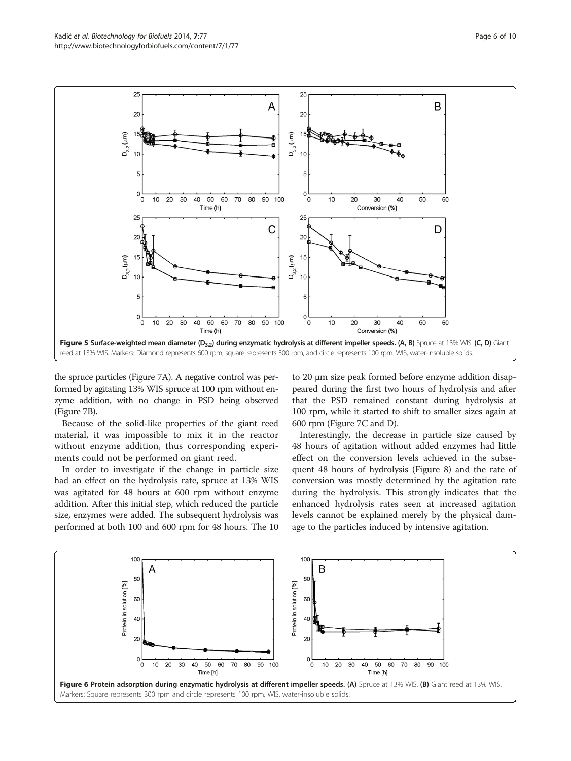Figure 5 Surface-weighted mean diameter ($D_{3,2}$) during enzymatic hydrolysis at different impeller speeds. (A, B) Spruce at 13% WIS. (C, D) Giant reed at 13% WIS. Markers: Diamond represents 600 rpm, square represents 300 rpm, and circle represents 100 rpm. WIS, water-insoluble solids.

the spruce particles (Figure 7A). A negative control was performed by agitating 13% WIS spruce at 100 rpm without enzyme addition, with no change in PSD being observed (Figure 7B).

Because of the solid-like properties of the giant reed material, it was impossible to mix it in the reactor without enzyme addition, thus corresponding experiments could not be performed on giant reed.

In order to investigate if the change in particle size had an effect on the hydrolysis rate, spruce at 13% WIS was agitated for 48 hours at 600 rpm without enzyme addition. After this initial step, which reduced the particle size, enzymes were added. The subsequent hydrolysis was performed at both 100 and 600 rpm for 48 hours. The 10 to 20 μm size peak formed before enzyme addition disappeared during the first two hours of hydrolysis and after that the PSD remained constant during hydrolysis at 100 rpm, while it started to shift to smaller sizes again at 600 rpm (Figure 7C and D).

Interestingly, the decrease in particle size caused by 48 hours of agitation without added enzymes had little effect on the conversion levels achieved in the subsequent 48 hours of hydrolysis (Figure 8) and the rate of conversion was mostly determined by the agitation rate during the hydrolysis. This strongly indicates that the enhanced hydrolysis rates seen at increased agitation levels cannot be explained merely by the physical damage to the particles induced by intensive agitation.

Figure 6 Protein adsorption during enzymatic hydrolysis at different impeller speeds. (A) Spruce at 13% WIS. (B) Giant reed at 13% WIS. Markers: Square represents 300 rpm and circle represents 100 rpm. WIS, water-insoluble solids.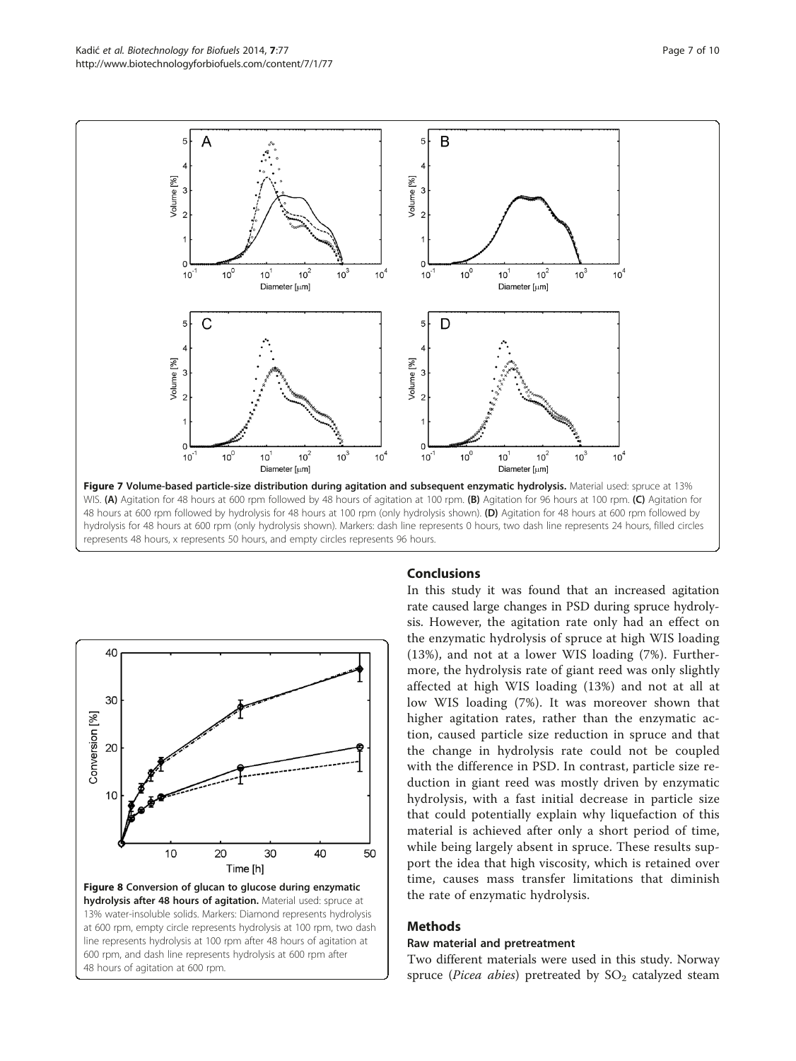**Figure 7 Volume-based particle-size distribution during agitation and subsequent enzymatic hydrolysis.** Material used: spruce at 13% WIS. **(A)** Agitation for 48 hours at 600 rpm followed by 48 hours of agitation at 100 rpm. **(B)** Agitation for 96 hours at 100 rpm. **(C)** Agitation for 48 hours at 600 rpm followed by hydrolysis for 48 hours at 100 rpm (only hydrolysis shown). **(D)** Agitation for 48 hours at 600 rpm followed by hydrolysis for 48 hours at 600 rpm (only hydrolysis shown). Markers: dash line represents 0 hours, two dash line represents 24 hours, filled circles represents 48 hours, x represents 50 hours, and empty circles represents 96 hours.

**Figure 8 Conversion of glucan to glucose during enzymatic hydrolysis after 48 hours of agitation.** Material used: spruce at 13% water-insoluble solids. Markers: Diamond represents hydrolysis at 600 rpm, empty circle represents hydrolysis at 100 rpm, two dash line represents hydrolysis at 100 rpm after 48 hours of agitation at 600 rpm, and dash line represents hydrolysis at 600 rpm after 48 hours of agitation at 600 rpm.

## Conclusions

In this study it was found that an increased agitation rate caused large changes in PSD during spruce hydrolysis. However, the agitation rate only had an effect on the enzymatic hydrolysis of spruce at high WIS loading (13%), and not at a lower WIS loading (7%). Furthermore, the hydrolysis rate of giant reed was only slightly affected at high WIS loading (13%) and not at all at low WIS loading (7%). It was moreover shown that higher agitation rates, rather than the enzymatic action, caused particle size reduction in spruce and that the change in hydrolysis rate could not be coupled with the difference in PSD. In contrast, particle size reduction in giant reed was mostly driven by enzymatic hydrolysis, with a fast initial decrease in particle size that could potentially explain why liquefaction of this material is achieved after only a short period of time, while being largely absent in spruce. These results support the idea that high viscosity, which is retained over time, causes mass transfer limitations that diminish the rate of enzymatic hydrolysis.

## Methods

### Raw material and pretreatment

Two different materials were used in this study. Norway spruce (*Picea abies*) pretreated by $SO_2$ catalyzed steam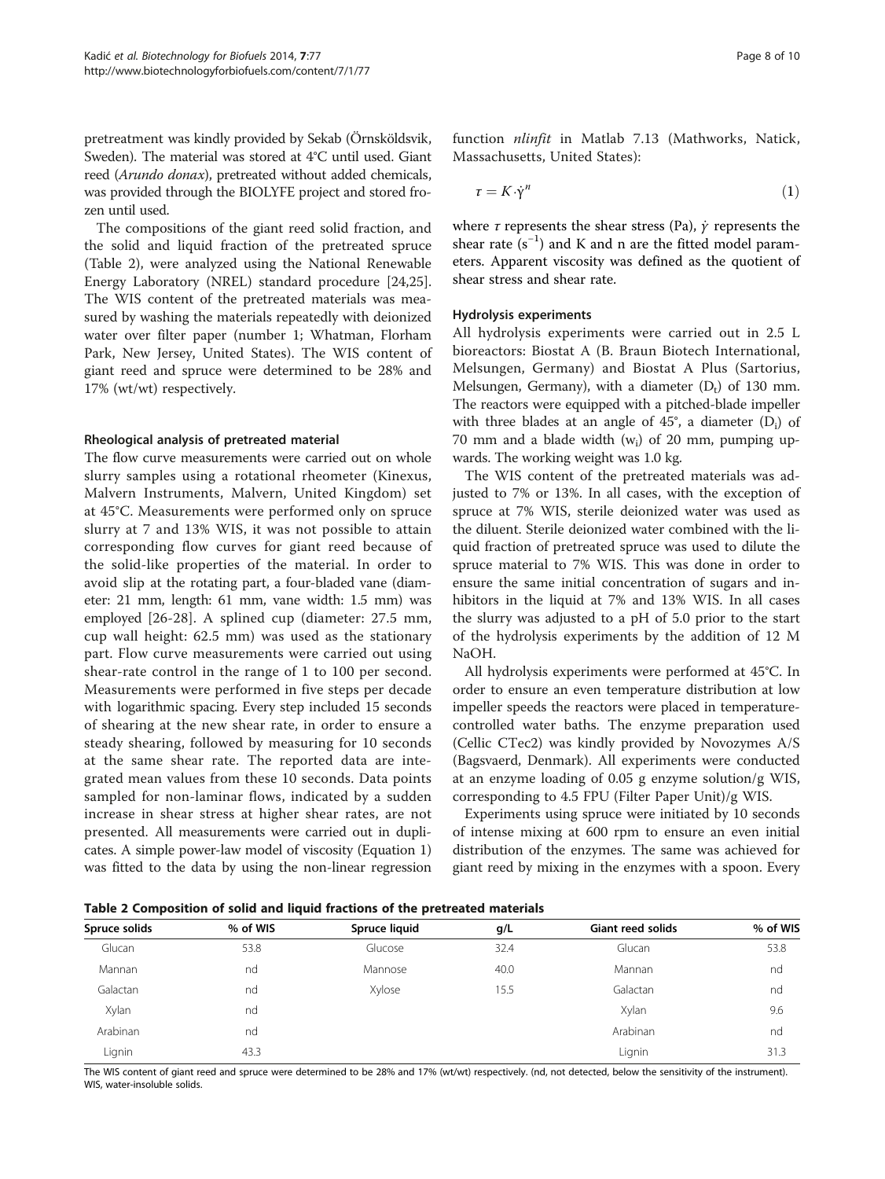pretreatment was kindly provided by Sekab (Örnsköldsvik, Sweden). The material was stored at 4°C until used. Giant reed (*Arundo donax*), pretreated without added chemicals, was provided through the BIOLYFE project and stored frozen until used.

The compositions of the giant reed solid fraction, and the solid and liquid fraction of the pretreated spruce (Table 2), were analyzed using the National Renewable Energy Laboratory (NREL) standard procedure [24,25]. The WIS content of the pretreated materials was measured by washing the materials repeatedly with deionized water over filter paper (number 1; Whatman, Florham Park, New Jersey, United States). The WIS content of giant reed and spruce were determined to be 28% and 17% (wt/wt) respectively.

#### Rheological analysis of pretreated material

The flow curve measurements were carried out on whole slurry samples using a rotational rheometer (Kinexus, Malvern Instruments, Malvern, United Kingdom) set at 45°C. Measurements were performed only on spruce slurry at 7 and 13% WIS, it was not possible to attain corresponding flow curves for giant reed because of the solid-like properties of the material. In order to avoid slip at the rotating part, a four-bladed vane (diameter: 21 mm, length: 61 mm, vane width: 1.5 mm) was employed [26-28]. A splined cup (diameter: 27.5 mm, cup wall height: 62.5 mm) was used as the stationary part. Flow curve measurements were carried out using shear-rate control in the range of 1 to 100 per second. Measurements were performed in five steps per decade with logarithmic spacing. Every step included 15 seconds of shearing at the new shear rate, in order to ensure a steady shearing, followed by measuring for 10 seconds at the same shear rate. The reported data are integrated mean values from these 10 seconds. Data points sampled for non-laminar flows, indicated by a sudden increase in shear stress at higher shear rates, are not presented. All measurements were carried out in duplicates. A simple power-law model of viscosity (Equation 1) was fitted to the data by using the non-linear regression function *nlinfit* in Matlab 7.13 (Mathworks, Natick, Massachusetts, United States):

$$\tau = K \cdot \dot{\gamma}^{n} \tag{1}$$

where $\tau$ represents the shear stress (Pa), $\dot{\gamma}$ represents the shear rate ($s^{-1}$) and K and n are the fitted model parameters. Apparent viscosity was defined as the quotient of shear stress and shear rate.

#### Hydrolysis experiments

All hydrolysis experiments were carried out in 2.5 L bioreactors: Biostat A (B. Braun Biotech International, Melsungen, Germany) and Biostat A Plus (Sartorius, Melsungen, Germany), with a diameter ($D_t$) of 130 mm. The reactors were equipped with a pitched-blade impeller with three blades at an angle of 45°, a diameter ($D_i$) of 70 mm and a blade width ($w_i$) of 20 mm, pumping upwards. The working weight was 1.0 kg.

The WIS content of the pretreated materials was adjusted to 7% or 13%. In all cases, with the exception of spruce at 7% WIS, sterile deionized water was used as the diluent. Sterile deionized water combined with the liquid fraction of pretreated spruce was used to dilute the spruce material to 7% WIS. This was done in order to ensure the same initial concentration of sugars and inhibitors in the liquid at 7% and 13% WIS. In all cases the slurry was adjusted to a pH of 5.0 prior to the start of the hydrolysis experiments by the addition of 12 M NaOH.

All hydrolysis experiments were performed at 45°C. In order to ensure an even temperature distribution at low impeller speeds the reactors were placed in temperature-controlled water baths. The enzyme preparation used (Cellic CTec2) was kindly provided by Novozymes A/S (Bagsvaerd, Denmark). All experiments were conducted at an enzyme loading of 0.05 g enzyme solution/g WIS, corresponding to 4.5 FPU (Filter Paper Unit)/g WIS.

Experiments using spruce were initiated by 10 seconds of intense mixing at 600 rpm to ensure an even initial distribution of the enzymes. The same was achieved for giant reed by mixing in the enzymes with a spoon. Every

**Table 2 Composition of solid and liquid fractions of the pretreated materials**

| Spruce solids | % of WIS | Spruce liquid | g/L | Giant reed solids | % of WIS |
|---|---|---|---|---|---|
| Glucan | 53.8 | Glucose | 32.4 | Glucan | 53.8 |
| Mannan | nd | Mannose | 40.0 | Mannan | nd |
| Galactan | nd | Xylose | 15.5 | Galactan | nd |
| Xylan | nd | | | Xylan | 9.6 |
| Arabinan | nd | | | Arabinan | nd |
| Lignin | 43.3 | | | Lignin | 31.3 |

The WIS content of giant reed and spruce were determined to be 28% and 17% (wt/wt) respectively. (nd, not detected, below the sensitivity of the instrument). WIS, water-insoluble solids.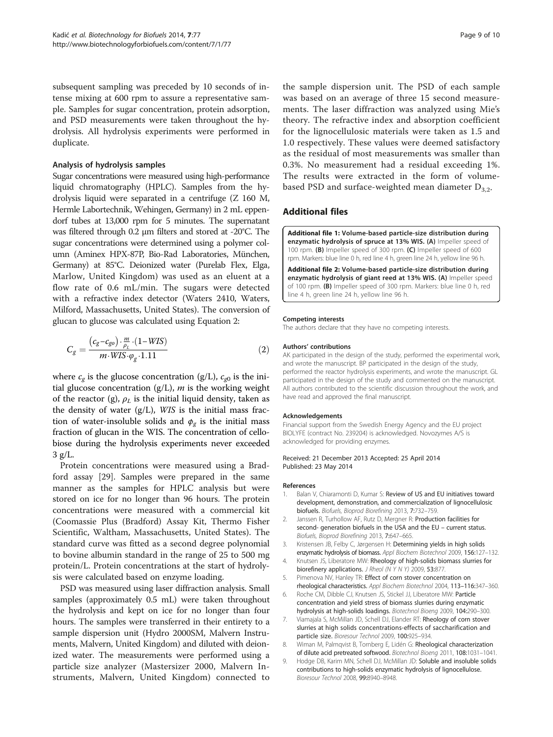subsequent sampling was preceded by 10 seconds of intense mixing at 600 rpm to assure a representative sample. Samples for sugar concentration, protein adsorption, and PSD measurements were taken throughout the hydrolysis. All hydrolysis experiments were performed in duplicate.

### Analysis of hydrolysis samples

Sugar concentrations were measured using high-performance liquid chromatography (HPLC). Samples from the hydrolysis liquid were separated in a centrifuge (Z 160 M, Hermle Labortechnik, Wehingen, Germany) in 2 mL eppendorf tubes at 13,000 rpm for 5 minutes. The supernatant was filtered through 0.2 μm filters and stored at -20°C. The sugar concentrations were determined using a polymer column (Aminex HPX-87P, Bio-Rad Laboratories, München, Germany) at 85°C. Deionized water (Purelab Flex, Elga, Marlow, United Kingdom) was used as an eluent at a flow rate of 0.6 mL/min. The sugars were detected with a refractive index detector (Waters 2410, Waters, Milford, Massachusetts, United States). The conversion of glucan to glucose was calculated using Equation 2:

$$C_g = \frac{(c_g - c_{go}) \cdot \frac{m}{\rho_L} \cdot (1 - WIS)}{m \cdot WIS \cdot \varphi_g \cdot 1.11} \quad (2)$$

where $c_g$ is the glucose concentration (g/L), $c_{g0}$ is the initial glucose concentration (g/L), $m$ is the working weight of the reactor (g), $\rho_L$ is the initial liquid density, taken as the density of water (g/L), $WIS$ is the initial mass fraction of water-insoluble solids and $\phi_g$ is the initial mass fraction of glucan in the WIS. The concentration of cellobiose during the hydrolysis experiments never exceeded 3 g/L.

Protein concentrations were measured using a Bradford assay [29]. Samples were prepared in the same manner as the samples for HPLC analysis but were stored on ice for no longer than 96 hours. The protein concentrations were measured with a commercial kit (Coomassie Plus (Bradford) Assay Kit, Thermo Fisher Scientific, Waltham, Massachusetts, United States). The standard curve was fitted as a second degree polynomial to bovine albumin standard in the range of 25 to 500 mg protein/L. Protein concentrations at the start of hydrolysis were calculated based on enzyme loading.

PSD was measured using laser diffraction analysis. Small samples (approximately 0.5 mL) were taken throughout the hydrolysis and kept on ice for no longer than four hours. The samples were transferred in their entirety to a sample dispersion unit (Hydro 2000SM, Malvern Instruments, Malvern, United Kingdom) and diluted with deionized water. The measurements were performed using a particle size analyzer (Mastersizer 2000, Malvern Instruments, Malvern, United Kingdom) connected to the sample dispersion unit. The PSD of each sample was based on an average of three 15 second measurements. The laser diffraction was analyzed using Mie's theory. The refractive index and absorption coefficient for the lignocellulosic materials were taken as 1.5 and 1.0 respectively. These values were deemed satisfactory as the residual of most measurements was smaller than 0.3%. No measurement had a residual exceeding 1%. The results were extracted in the form of volume-based PSD and surface-weighted mean diameter $D_{3,2}$.

## Additional files

**Additional file 1: Volume-based particle-size distribution during enzymatic hydrolysis of spruce at 13% WIS.** (A) Impeller speed of 100 rpm. (B) Impeller speed of 300 rpm. (C) Impeller speed of 600 rpm. Markers: blue line 0 h, red line 4 h, green line 24 h, yellow line 96 h.

**Additional file 2: Volume-based particle-size distribution during enzymatic hydrolysis of giant reed at 13% WIS.** (A) Impeller speed of 100 rpm. (B) Impeller speed of 300 rpm. Markers: blue line 0 h, red line 4 h, green line 24 h, yellow line 96 h.

#### Competing interests

The authors declare that they have no competing interests.

#### Authors' contributions

AK participated in the design of the study, performed the experimental work, and wrote the manuscript. BP participated in the design of the study, performed the reactor hydrolysis experiments, and wrote the manuscript. GL participated in the design of the study and commented on the manuscript. All authors contributed to the scientific discussion throughout the work, and have read and approved the final manuscript.

#### Acknowledgements

Financial support from the Swedish Energy Agency and the EU project BIOLYFE (contract No. 239204) is acknowledged. Novozymes A/S is acknowledged for providing enzymes.

Received: 21 December 2013 Accepted: 25 April 2014
Published: 23 May 2014

#### References

1. Balan V, Chiaramonti D, Kumar S: **Review of US and EU initiatives toward development, demonstration, and commercialization of lignocellulosic biofuels.** *Biofuels, Bioprod Biorefining* 2013, **7:**732–759.
2. Janssen R, Turhollow AF, Rutz D, Mergner R: **Production facilities for second- generation biofuels in the USA and the EU – current status.** *Biofuels, Bioprod Biorefining* 2013, **7:**647–665.
3. Kristensen JB, Felby C, Jørgensen H: **Determining yields in high solids enzymatic hydrolysis of biomass.** *Appl Biochem Biotechnol* 2009, **156:**127–132.
4. Knutsen JS, Liberatore MW: **Rheology of high-solids biomass slurries for biorefinery applications.** *J Rheol (N Y N Y)* 2009, **53:**877.
5. Pimenova NV, Hanley TR: **Effect of corn stover concentration on rheological characteristics.** *Appl Biochem Biotechnol* 2004, **113–116:**347–360.
6. Roche CM, Dibble CJ, Knutsen JS, Stickel JJ, Liberatore MW: **Particle concentration and yield stress of biomass slurries during enzymatic hydrolysis at high-solids loadings.** *Biotechnol Bioeng* 2009, **104:**290–300.
7. Viamajala S, McMillan JD, Schell DJ, Elander RT: **Rheology of corn stover slurries at high solids concentrations-effects of saccharification and particle size.** *Bioresour Technol* 2009, **100:**925–934.
8. Wiman M, Palmqvist B, Tornberg E, Lidén G: **Rheological characterization of dilute acid pretreated softwood.** *Biotechnol Bioeng* 2011, **108:**1031–1041.
9. Hodge DB, Karim MN, Schell DJ, McMillan JD: **Soluble and insoluble solids contributions to high-solids enzymatic hydrolysis of lignocellulose.** *Bioresour Technol* 2008, **99:**8940–8948.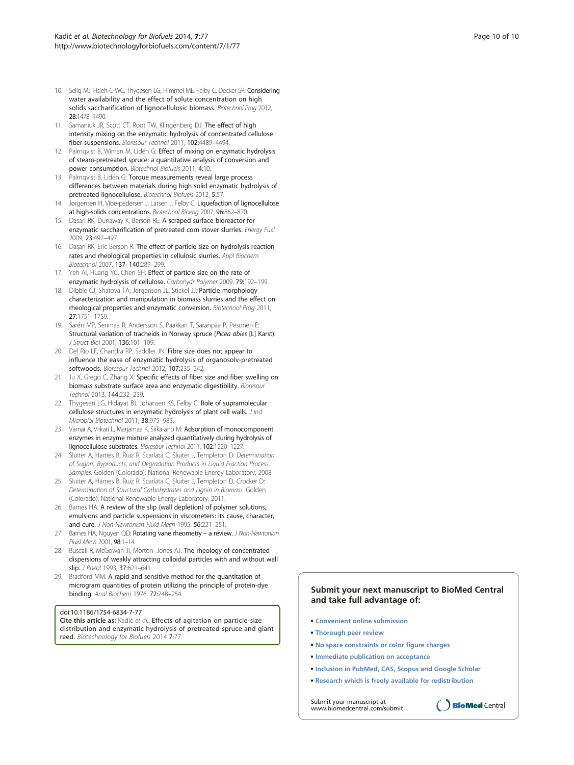10. Selig MJ, Hsieh C-WC, Thygesen LG, Himmel ME, Felby C, Decker SR: **Considering water availability and the effect of solute concentration on high solids saccharification of lignocellulosic biomass.** *Biotechnol Prog* 2012, **28:**1478–1490.
11. Samaniuk JR, Scott CT, Root TW, Klingenberg DJ: **The effect of high intensity mixing on the enzymatic hydrolysis of concentrated cellulose fiber suspensions.** *Bioresour Technol* 2011, **102:**4489–4494.
12. Palmqvist B, Wiman M, Lidén G: **Effect of mixing on enzymatic hydrolysis of steam-pretreated spruce: a quantitative analysis of conversion and power consumption.** *Biotechnol Biofuels* 2011, **4:**10.
13. Palmqvist B, Lidén G: **Torque measurements reveal large process differences between materials during high solid enzymatic hydrolysis of pretreated lignocellulose.** *Biotechnol Biofuels* 2012, **5:**57.
14. Jørgensen H, Vibe-pedersen J, Larsen J, Felby C: **Liquefaction of lignocellulose at high-solids concentrations.** *Biotechnol Bioeng* 2007, **96:**862–870.
15. Dasari RK, Dunaway K, Berson RE: **A scraped surface bioreactor for enzymatic saccharification of pretreated corn stover slurries.** *Energy Fuel* 2009, **23:**492–497.
16. Dasari RK, Eric Berson R: **The effect of particle size on hydrolysis reaction rates and rheological properties in cellulosic slurries.** *Appl Biochem Biotechnol* 2007, **137–140:**289–299.
17. Yeh AI, Huang YC, Chen SH: **Effect of particle size on the rate of enzymatic hydrolysis of cellulose.** *Carbohydr Polymer* 2009, **79:**192–199.
18. Dibble CJ, Shatova TA, Jorgenson JL, Stickel JJ: **Particle morphology characterization and manipulation in biomass slurries and the effect on rheological properties and enzymatic conversion.** *Biotechnol Prog* 2011, **27:**1751–1759.
19. Sarén MP, Serimaa R, Andersson S, Paakkari T, Saranpää P, Pesonen E: **Structural variation of tracheids in Norway spruce (*Picea abies* [L] Karst).** *J Struct Biol* 2001, **136:**101–109.
20. Del Rio LF, Chandra RP, Saddler JN: **Fibre size does not appear to influence the ease of enzymatic hydrolysis of organosolv-pretreated softwoods.** *Bioresour Technol* 2012, **107:**235–242.
21. Ju X, Grego C, Zhang X: **Specific effects of fiber size and fiber swelling on biomass substrate surface area and enzymatic digestibility.** *Bioresour Technol* 2013, **144:**232–239.
22. Thygesen LG, Hidayat BJ, Johansen KS, Felby C: **Role of supramolecular cellulose structures in enzymatic hydrolysis of plant cell walls.** *J Ind Microbiol Biotechnol* 2011, **38:**975–983.
23. Várnai A, Viikari L, Marjamaa K, Siika-aho M: **Adsorption of monocomponent enzymes in enzyme mixture analyzed quantitatively during hydrolysis of lignocellulose substrates.** *Bioresour Technol* 2011, **102:**1220–1227.
24. Sluiter A, Hames B, Ruiz R, Scarlata C, Sluiter J, Templeton D: *Determination of Sugars, Byproducts, and Degradation Products in Liquid Fraction Process Samples.* Golden (Colorado): National Renewable Energy Laboratory; 2008.
25. Sluiter A, Hames B, Ruiz R, Scarlata C, Sluiter J, Templeton D, Crocker D: *Determination of Structural Carbohydrates and Lignin in Biomass.* Golden (Colorado): National Renewable Energy Laboratory; 2011.
26. Barnes HA: **A review of the slip (wall depletion) of polymer solutions, emulsions and particle suspensions in viscometers: its cause, character, and cure.** *J Non-Newtonian Fluid Mech* 1995, **56:**221–251.
27. Barnes HA, Nguyen QD: **Rotating vane rheometry – a review.** *J Non-Newtonian Fluid Mech* 2001, **98:**1–14.
28. Buscall R, McGowan JI, Morton–Jones AJ: **The rheology of concentrated dispersions of weakly attracting colloidal particles with and without wall slip.** *J Rheol* 1993, **37:**621–641.
29. Bradford MM: **A rapid and sensitive method for the quantitation of microgram quantities of protein utilizing the principle of protein-dye binding.** *Anal Biochem* 1976, **72:**248–254.

doi:10.1186/1754-6834-7-77

**Cite this article as:** Kadić *et al.*: Effects of agitation on particle-size distribution and enzymatic hydrolysis of pretreated spruce and giant reed. *Biotechnology for Biofuels* 2014 **7**:77.

**Submit your next manuscript to BioMed Central and take full advantage of:**

- **Convenient online submission**
- **Thorough peer review**
- **No space constraints or color figure charges**
- **Immediate publication on acceptance**
- **Inclusion in PubMed, CAS, Scopus and Google Scholar**
- **Research which is freely available for redistribution**

Submit your manuscript at www.biomedcentral.com/submit

BioMed Central